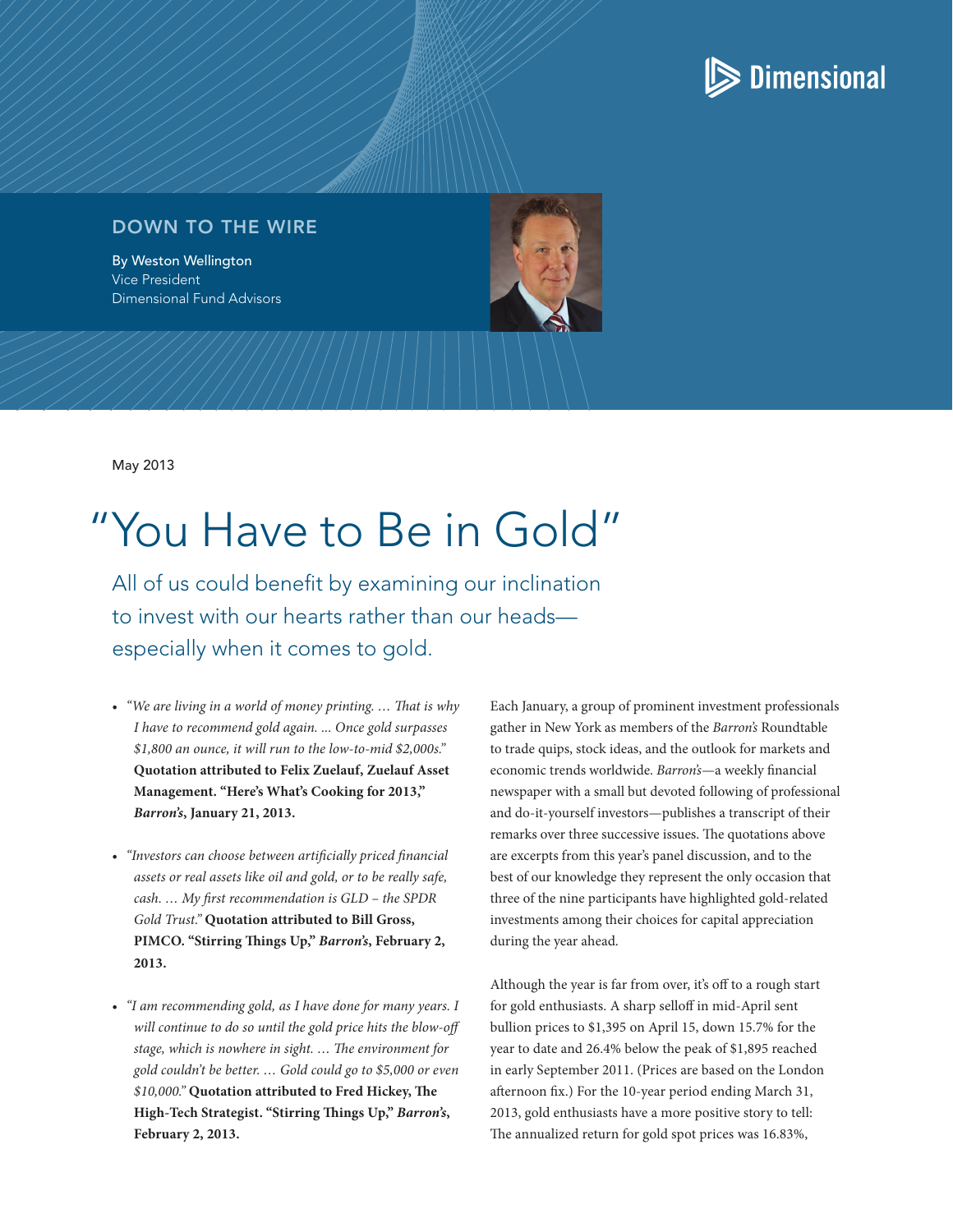Dimensional

## DOWN TO THE WIRE

By Weston Wellington
Vice President
Dimensional Fund Advisors

May 2013

# "You Have to Be in Gold"

All of us could benefit by examining our inclination to invest with our hearts rather than our heads—especially when it comes to gold.

- *"We are living in a world of money printing. … That is why I have to recommend gold again. ... Once gold surpasses $1,800 an ounce, it will run to the low-to-mid $2,000s."* **Quotation attributed to Felix Zuelauf, Zuelauf Asset Management. "Here's What's Cooking for 2013," *Barron's*, January 21, 2013.**

- *"Investors can choose between artificially priced financial assets or real assets like oil and gold, or to be really safe, cash. … My first recommendation is GLD – the SPDR Gold Trust."* **Quotation attributed to Bill Gross, PIMCO. "Stirring Things Up," *Barron's*, February 2, 2013.**

- *"I am recommending gold, as I have done for many years. I will continue to do so until the gold price hits the blow-off stage, which is nowhere in sight. … The environment for gold couldn't be better. … Gold could go to $5,000 or even $10,000."* **Quotation attributed to Fred Hickey, The High-Tech Strategist. "Stirring Things Up," *Barron's*, February 2, 2013.**

Each January, a group of prominent investment professionals gather in New York as members of the *Barron's* Roundtable to trade quips, stock ideas, and the outlook for markets and economic trends worldwide. *Barron's*—a weekly financial newspaper with a small but devoted following of professional and do-it-yourself investors—publishes a transcript of their remarks over three successive issues. The quotations above are excerpts from this year's panel discussion, and to the best of our knowledge they represent the only occasion that three of the nine participants have highlighted gold-related investments among their choices for capital appreciation during the year ahead.

Although the year is far from over, it's off to a rough start for gold enthusiasts. A sharp selloff in mid-April sent bullion prices to $1,395 on April 15, down 15.7% for the year to date and 26.4% below the peak of $1,895 reached in early September 2011. (Prices are based on the London afternoon fix.) For the 10-year period ending March 31, 2013, gold enthusiasts have a more positive story to tell: The annualized return for gold spot prices was 16.83%,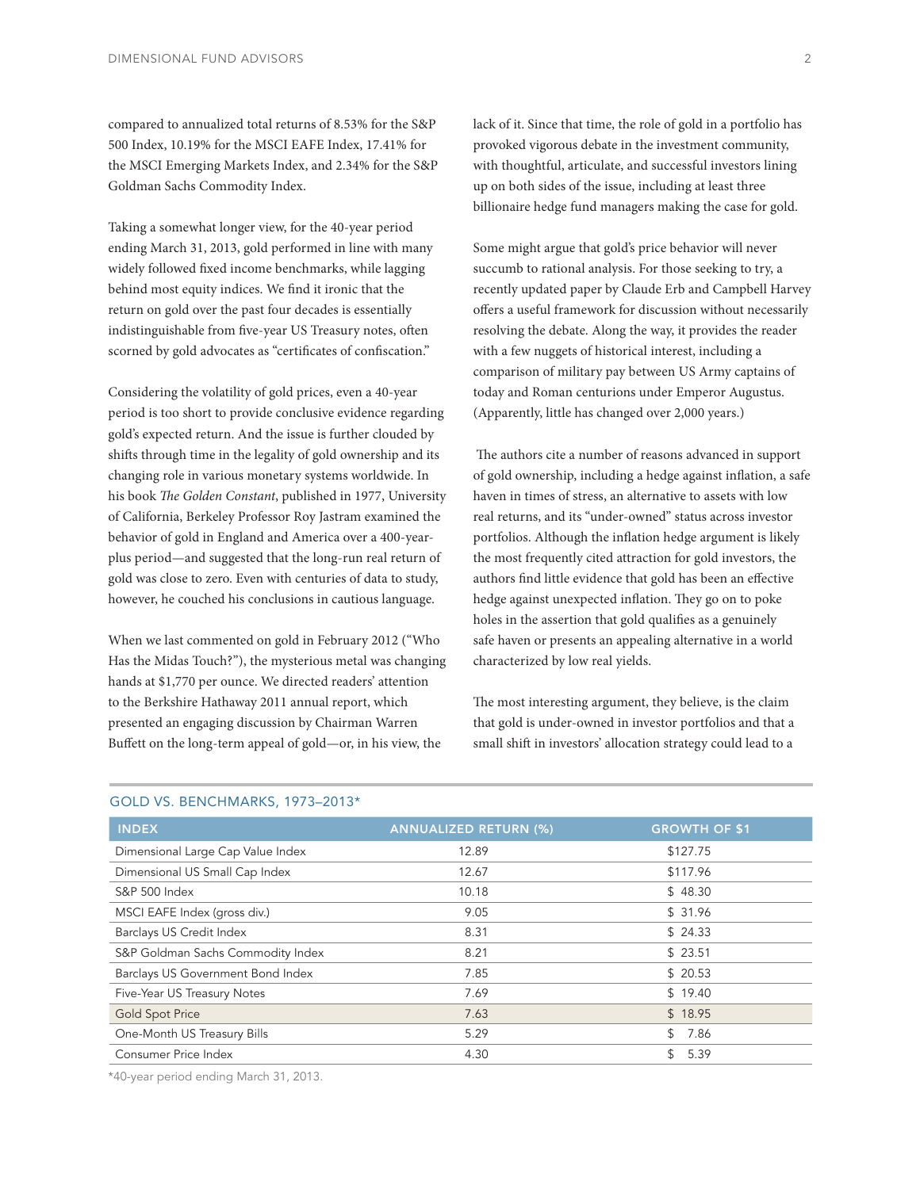compared to annualized total returns of 8.53% for the S&P 500 Index, 10.19% for the MSCI EAFE Index, 17.41% for the MSCI Emerging Markets Index, and 2.34% for the S&P Goldman Sachs Commodity Index.

Taking a somewhat longer view, for the 40-year period ending March 31, 2013, gold performed in line with many widely followed fixed income benchmarks, while lagging behind most equity indices. We find it ironic that the return on gold over the past four decades is essentially indistinguishable from five-year US Treasury notes, often scorned by gold advocates as "certificates of confiscation."

Considering the volatility of gold prices, even a 40-year period is too short to provide conclusive evidence regarding gold's expected return. And the issue is further clouded by shifts through time in the legality of gold ownership and its changing role in various monetary systems worldwide. In his book *The Golden Constant*, published in 1977, University of California, Berkeley Professor Roy Jastram examined the behavior of gold in England and America over a 400-year-plus period—and suggested that the long-run real return of gold was close to zero. Even with centuries of data to study, however, he couched his conclusions in cautious language.

When we last commented on gold in February 2012 ("Who Has the Midas Touch?"), the mysterious metal was changing hands at $1,770 per ounce. We directed readers' attention to the Berkshire Hathaway 2011 annual report, which presented an engaging discussion by Chairman Warren Buffett on the long-term appeal of gold—or, in his view, the lack of it. Since that time, the role of gold in a portfolio has provoked vigorous debate in the investment community, with thoughtful, articulate, and successful investors lining up on both sides of the issue, including at least three billionaire hedge fund managers making the case for gold.

Some might argue that gold's price behavior will never succumb to rational analysis. For those seeking to try, a recently updated paper by Claude Erb and Campbell Harvey offers a useful framework for discussion without necessarily resolving the debate. Along the way, it provides the reader with a few nuggets of historical interest, including a comparison of military pay between US Army captains of today and Roman centurions under Emperor Augustus. (Apparently, little has changed over 2,000 years.)

The authors cite a number of reasons advanced in support of gold ownership, including a hedge against inflation, a safe haven in times of stress, an alternative to assets with low real returns, and its "under-owned" status across investor portfolios. Although the inflation hedge argument is likely the most frequently cited attraction for gold investors, the authors find little evidence that gold has been an effective hedge against unexpected inflation. They go on to poke holes in the assertion that gold qualifies as a genuinely safe haven or presents an appealing alternative in a world characterized by low real yields.

The most interesting argument, they believe, is the claim that gold is under-owned in investor portfolios and that a small shift in investors' allocation strategy could lead to a

## GOLD VS. BENCHMARKS, 1973–2013*

| INDEX | ANNUALIZED RETURN (%) | GROWTH OF $1 |
|---|---|---|
| Dimensional Large Cap Value Index | 12.89 | $127.75 |
| Dimensional US Small Cap Index | 12.67 | $117.96 |
| S&P 500 Index | 10.18 | $ 48.30 |
| MSCI EAFE Index (gross div.) | 9.05 | $ 31.96 |
| Barclays US Credit Index | 8.31 | $ 24.33 |
| S&P Goldman Sachs Commodity Index | 8.21 | $ 23.51 |
| Barclays US Government Bond Index | 7.85 | $ 20.53 |
| Five-Year US Treasury Notes | 7.69 | $ 19.40 |
| Gold Spot Price | 7.63 | $ 18.95 |
| One-Month US Treasury Bills | 5.29 | $ 7.86 |
| Consumer Price Index | 4.30 | $ 5.39 |

*40-year period ending March 31, 2013.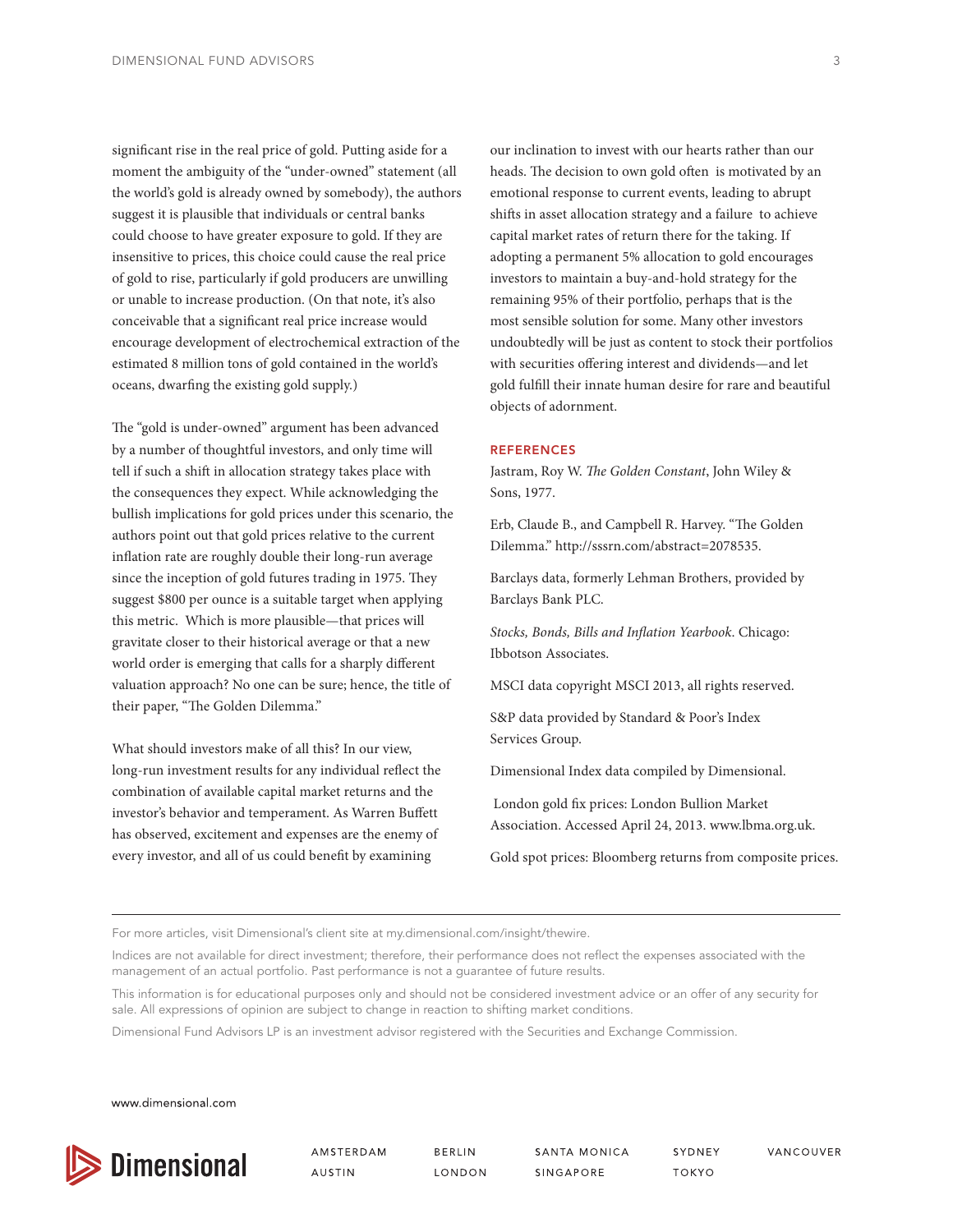significant rise in the real price of gold. Putting aside for a moment the ambiguity of the "under-owned" statement (all the world's gold is already owned by somebody), the authors suggest it is plausible that individuals or central banks could choose to have greater exposure to gold. If they are insensitive to prices, this choice could cause the real price of gold to rise, particularly if gold producers are unwilling or unable to increase production. (On that note, it's also conceivable that a significant real price increase would encourage development of electrochemical extraction of the estimated 8 million tons of gold contained in the world's oceans, dwarfing the existing gold supply.)

The "gold is under-owned" argument has been advanced by a number of thoughtful investors, and only time will tell if such a shift in allocation strategy takes place with the consequences they expect. While acknowledging the bullish implications for gold prices under this scenario, the authors point out that gold prices relative to the current inflation rate are roughly double their long-run average since the inception of gold futures trading in 1975. They suggest $800 per ounce is a suitable target when applying this metric. Which is more plausible—that prices will gravitate closer to their historical average or that a new world order is emerging that calls for a sharply different valuation approach? No one can be sure; hence, the title of their paper, "The Golden Dilemma."

What should investors make of all this? In our view, long-run investment results for any individual reflect the combination of available capital market returns and the investor's behavior and temperament. As Warren Buffett has observed, excitement and expenses are the enemy of every investor, and all of us could benefit by examining our inclination to invest with our hearts rather than our heads. The decision to own gold often is motivated by an emotional response to current events, leading to abrupt shifts in asset allocation strategy and a failure to achieve capital market rates of return there for the taking. If adopting a permanent 5% allocation to gold encourages investors to maintain a buy-and-hold strategy for the remaining 95% of their portfolio, perhaps that is the most sensible solution for some. Many other investors undoubtedly will be just as content to stock their portfolios with securities offering interest and dividends—and let gold fulfill their innate human desire for rare and beautiful objects of adornment.

## REFERENCES

Jastram, Roy W. *The Golden Constant*, John Wiley & Sons, 1977.

Erb, Claude B., and Campbell R. Harvey. "The Golden Dilemma." http://sssrn.com/abstract=2078535.

Barclays data, formerly Lehman Brothers, provided by Barclays Bank PLC.

*Stocks, Bonds, Bills and Inflation Yearbook*. Chicago: Ibbotson Associates.

MSCI data copyright MSCI 2013, all rights reserved.

S&P data provided by Standard & Poor's Index Services Group.

Dimensional Index data compiled by Dimensional.

London gold fix prices: London Bullion Market Association. Accessed April 24, 2013. www.lbma.org.uk.

Gold spot prices: Bloomberg returns from composite prices.

---

For more articles, visit Dimensional's client site at my.dimensional.com/insight/thewire.

Indices are not available for direct investment; therefore, their performance does not reflect the expenses associated with the management of an actual portfolio. Past performance is not a guarantee of future results.

This information is for educational purposes only and should not be considered investment advice or an offer of any security for sale. All expressions of opinion are subject to change in reaction to shifting market conditions.

Dimensional Fund Advisors LP is an investment advisor registered with the Securities and Exchange Commission.

www.dimensional.com

Dimensional

AMSTERDAM AUSTIN BERLIN LONDON SANTA MONICA SINGAPORE SYDNEY TOKYO VANCOUVER